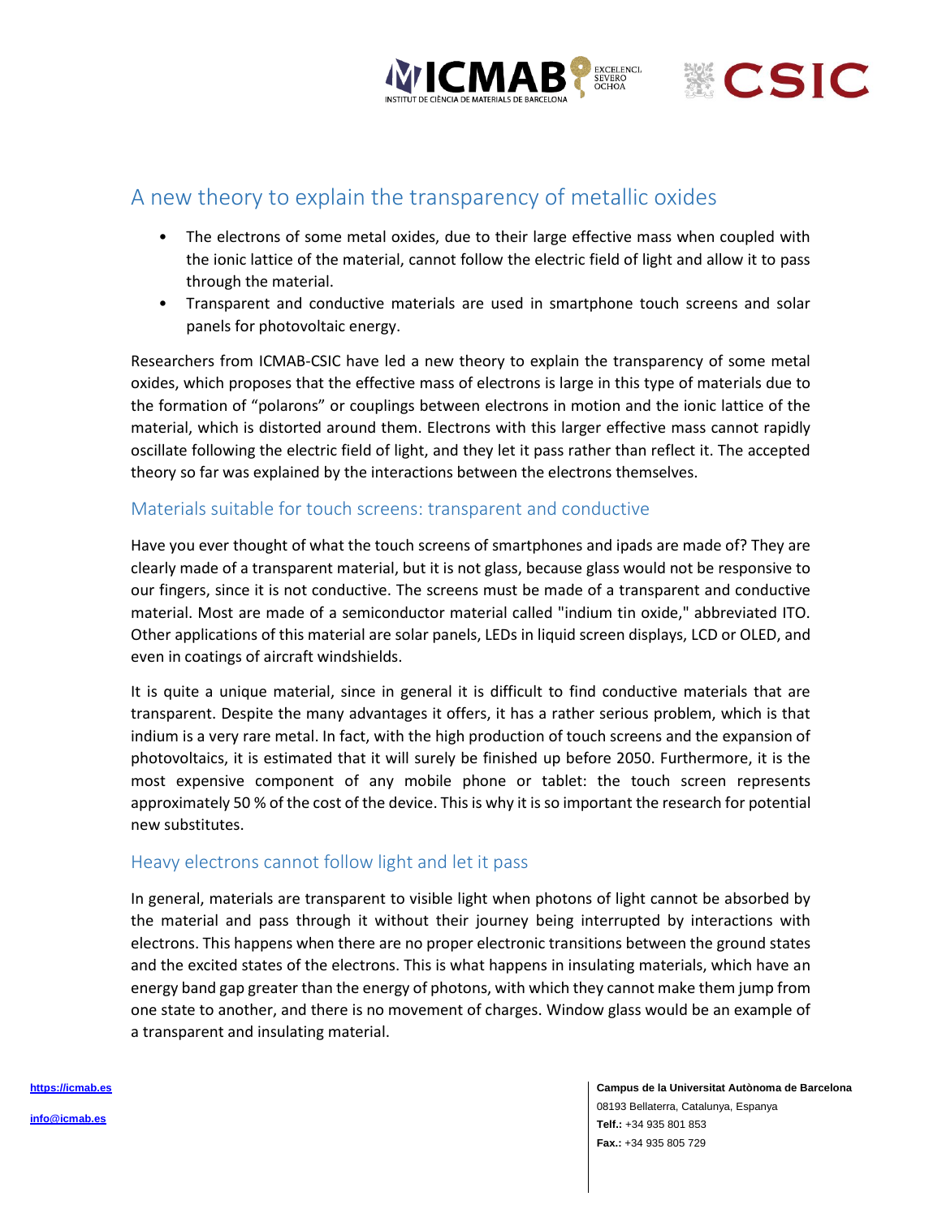# A new theory to explain the transparency of metallic oxides

- The electrons of some metal oxides, due to their large effective mass when coupled with the ionic lattice of the material, cannot follow the electric field of light and allow it to pass through the material.
- Transparent and conductive materials are used in smartphone touch screens and solar panels for photovoltaic energy.

Researchers from ICMAB-CSIC have led a new theory to explain the transparency of some metal oxides, which proposes that the effective mass of electrons is large in this type of materials due to the formation of "polarons" or couplings between electrons in motion and the ionic lattice of the material, which is distorted around them. Electrons with this larger effective mass cannot rapidly oscillate following the electric field of light, and they let it pass rather than reflect it. The accepted theory so far was explained by the interactions between the electrons themselves.

## Materials suitable for touch screens: transparent and conductive

Have you ever thought of what the touch screens of smartphones and ipads are made of? They are clearly made of a transparent material, but it is not glass, because glass would not be responsive to our fingers, since it is not conductive. The screens must be made of a transparent and conductive material. Most are made of a semiconductor material called "indium tin oxide," abbreviated ITO. Other applications of this material are solar panels, LEDs in liquid screen displays, LCD or OLED, and even in coatings of aircraft windshields.

It is quite a unique material, since in general it is difficult to find conductive materials that are transparent. Despite the many advantages it offers, it has a rather serious problem, which is that indium is a very rare metal. In fact, with the high production of touch screens and the expansion of photovoltaics, it is estimated that it will surely be finished up before 2050. Furthermore, it is the most expensive component of any mobile phone or tablet: the touch screen represents approximately 50 % of the cost of the device. This is why it is so important the research for potential new substitutes.

## Heavy electrons cannot follow light and let it pass

In general, materials are transparent to visible light when photons of light cannot be absorbed by the material and pass through it without their journey being interrupted by interactions with electrons. This happens when there are no proper electronic transitions between the ground states and the excited states of the electrons. This is what happens in insulating materials, which have an energy band gap greater than the energy of photons, with which they cannot make them jump from one state to another, and there is no movement of charges. Window glass would be an example of a transparent and insulating material.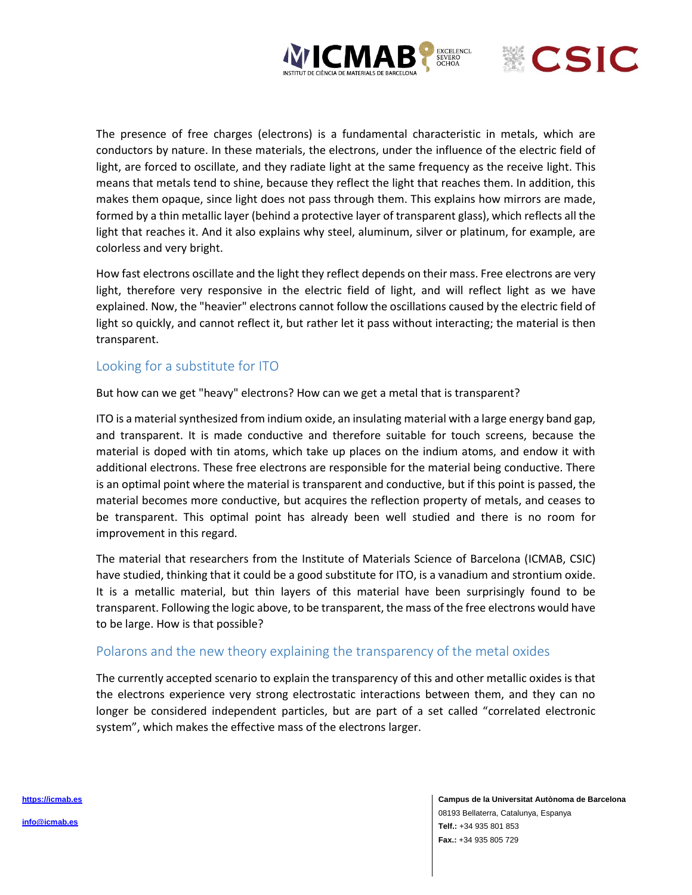The presence of free charges (electrons) is a fundamental characteristic in metals, which are conductors by nature. In these materials, the electrons, under the influence of the electric field of light, are forced to oscillate, and they radiate light at the same frequency as the receive light. This means that metals tend to shine, because they reflect the light that reaches them. In addition, this makes them opaque, since light does not pass through them. This explains how mirrors are made, formed by a thin metallic layer (behind a protective layer of transparent glass), which reflects all the light that reaches it. And it also explains why steel, aluminum, silver or platinum, for example, are colorless and very bright.

How fast electrons oscillate and the light they reflect depends on their mass. Free electrons are very light, therefore very responsive in the electric field of light, and will reflect light as we have explained. Now, the "heavier" electrons cannot follow the oscillations caused by the electric field of light so quickly, and cannot reflect it, but rather let it pass without interacting; the material is then transparent.

## Looking for a substitute for ITO

But how can we get "heavy" electrons? How can we get a metal that is transparent?

ITO is a material synthesized from indium oxide, an insulating material with a large energy band gap, and transparent. It is made conductive and therefore suitable for touch screens, because the material is doped with tin atoms, which take up places on the indium atoms, and endow it with additional electrons. These free electrons are responsible for the material being conductive. There is an optimal point where the material is transparent and conductive, but if this point is passed, the material becomes more conductive, but acquires the reflection property of metals, and ceases to be transparent. This optimal point has already been well studied and there is no room for improvement in this regard.

The material that researchers from the Institute of Materials Science of Barcelona (ICMAB, CSIC) have studied, thinking that it could be a good substitute for ITO, is a vanadium and strontium oxide. It is a metallic material, but thin layers of this material have been surprisingly found to be transparent. Following the logic above, to be transparent, the mass of the free electrons would have to be large. How is that possible?

## Polarons and the new theory explaining the transparency of the metal oxides

The currently accepted scenario to explain the transparency of this and other metallic oxides is that the electrons experience very strong electrostatic interactions between them, and they can no longer be considered independent particles, but are part of a set called “correlated electronic system”, which makes the effective mass of the electrons larger.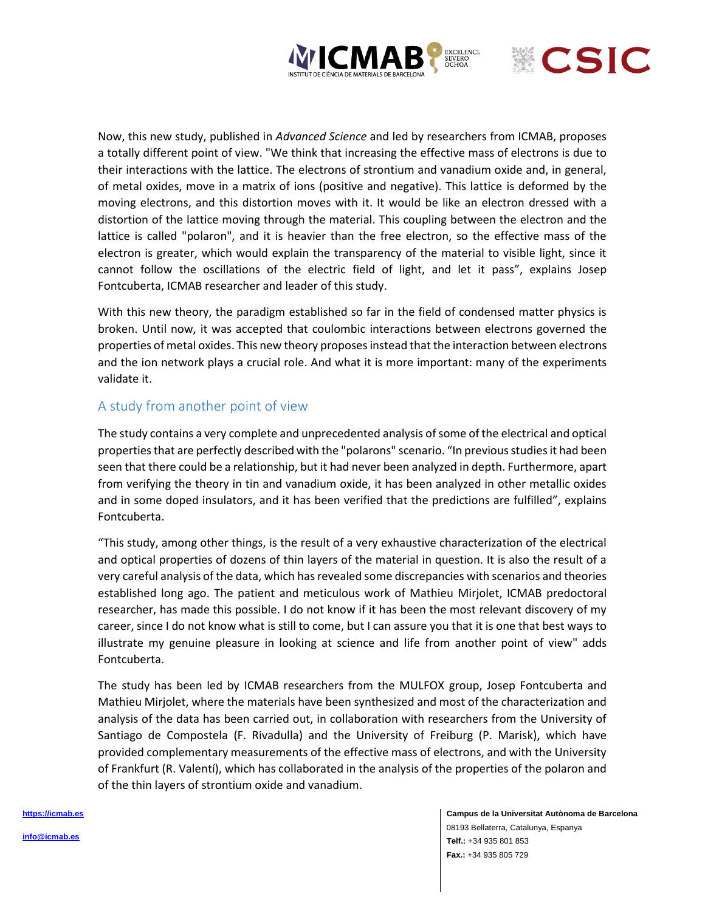Now, this new study, published in *Advanced Science* and led by researchers from ICMAB, proposes a totally different point of view. "We think that increasing the effective mass of electrons is due to their interactions with the lattice. The electrons of strontium and vanadium oxide and, in general, of metal oxides, move in a matrix of ions (positive and negative). This lattice is deformed by the moving electrons, and this distortion moves with it. It would be like an electron dressed with a distortion of the lattice moving through the material. This coupling between the electron and the lattice is called "polaron", and it is heavier than the free electron, so the effective mass of the electron is greater, which would explain the transparency of the material to visible light, since it cannot follow the oscillations of the electric field of light, and let it pass", explains Josep Fontcuberta, ICMAB researcher and leader of this study.

With this new theory, the paradigm established so far in the field of condensed matter physics is broken. Until now, it was accepted that coulombic interactions between electrons governed the properties of metal oxides. This new theory proposes instead that the interaction between electrons and the ion network plays a crucial role. And what it is more important: many of the experiments validate it.

## A study from another point of view

The study contains a very complete and unprecedented analysis of some of the electrical and optical properties that are perfectly described with the "polarons" scenario. "In previous studies it had been seen that there could be a relationship, but it had never been analyzed in depth. Furthermore, apart from verifying the theory in tin and vanadium oxide, it has been analyzed in other metallic oxides and in some doped insulators, and it has been verified that the predictions are fulfilled", explains Fontcuberta.

"This study, among other things, is the result of a very exhaustive characterization of the electrical and optical properties of dozens of thin layers of the material in question. It is also the result of a very careful analysis of the data, which has revealed some discrepancies with scenarios and theories established long ago. The patient and meticulous work of Mathieu Mirjolet, ICMAB predoctoral researcher, has made this possible. I do not know if it has been the most relevant discovery of my career, since I do not know what is still to come, but I can assure you that it is one that best ways to illustrate my genuine pleasure in looking at science and life from another point of view" adds Fontcuberta.

The study has been led by ICMAB researchers from the MULFOX group, Josep Fontcuberta and Mathieu Mirjolet, where the materials have been synthesized and most of the characterization and analysis of the data has been carried out, in collaboration with researchers from the University of Santiago de Compostela (F. Rivadulla) and the University of Freiburg (P. Marisk), which have provided complementary measurements of the effective mass of electrons, and with the University of Frankfurt (R. Valentí), which has collaborated in the analysis of the properties of the polaron and of the thin layers of strontium oxide and vanadium.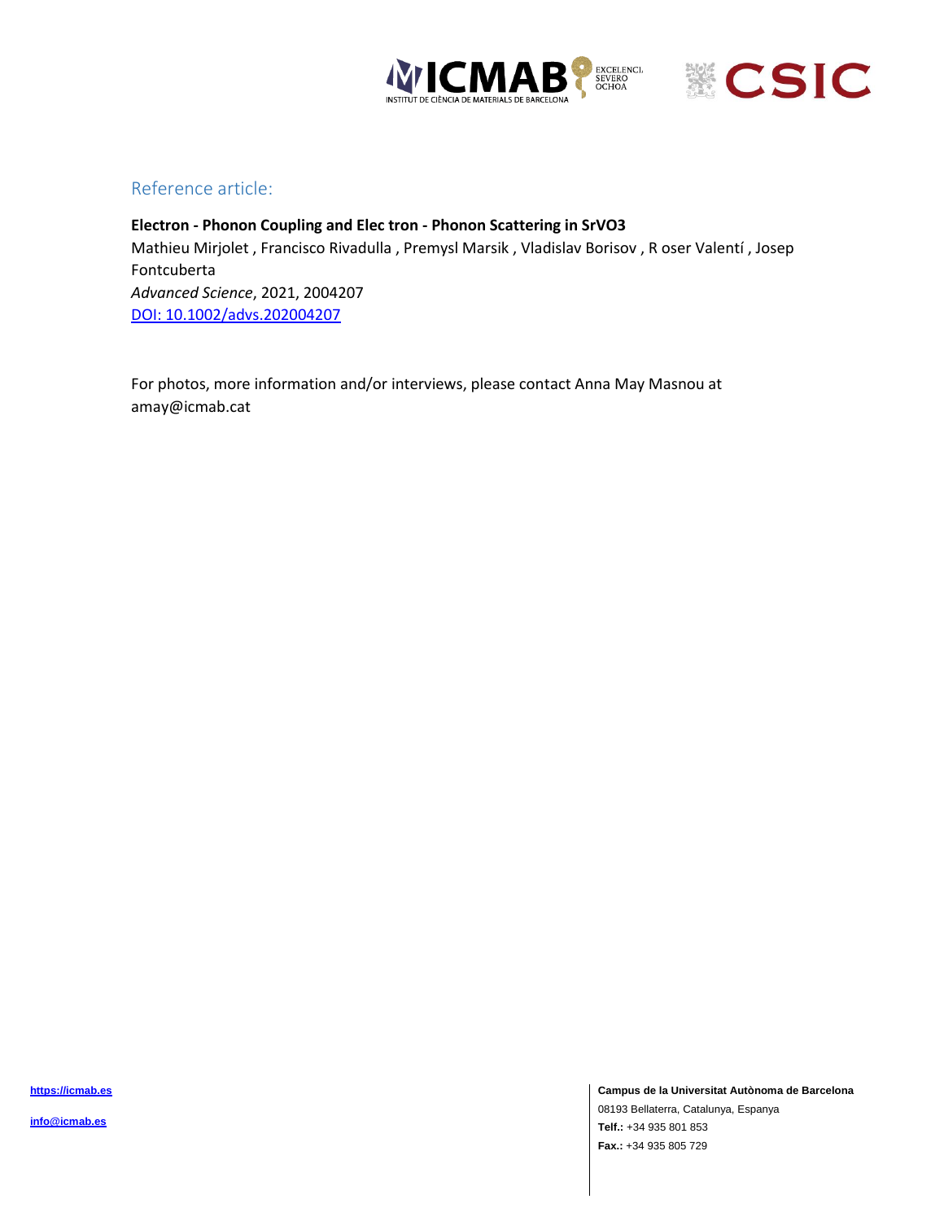## Reference article:

**Electron - Phonon Coupling and Elec tron - Phonon Scattering in SrVO3**
Mathieu Mirjolet , Francisco Rivadulla , Premysl Marsik , Vladislav Borisov , R oser Valentí , Josep Fontcuberta
*Advanced Science*, 2021, 2004207
[DOI: 10.1002/advs.202004207](https://doi.org/10.1002/advs.202004207)

For photos, more information and/or interviews, please contact Anna May Masnou at amay@icmab.cat

**https://icmab.es**

**info@icmab.es**

**Campus de la Universitat Autònoma de Barcelona**
08193 Bellaterra, Catalunya, Espanya
**Telf.:** +34 935 801 853
**Fax.:** +34 935 805 729